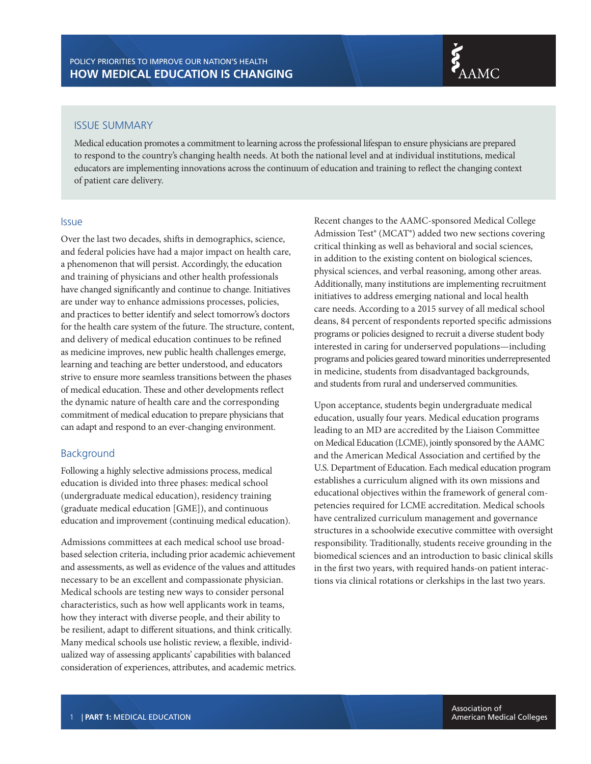POLICY PRIORITIES TO IMPROVE OUR NATION'S HEALTH

# HOW MEDICAL EDUCATION IS CHANGING

## ISSUE SUMMARY

Medical education promotes a commitment to learning across the professional lifespan to ensure physicians are prepared to respond to the country's changing health needs. At both the national level and at individual institutions, medical educators are implementing innovations across the continuum of education and training to reflect the changing context of patient care delivery.

## Issue

Over the last two decades, shifts in demographics, science, and federal policies have had a major impact on health care, a phenomenon that will persist. Accordingly, the education and training of physicians and other health professionals have changed significantly and continue to change. Initiatives are under way to enhance admissions processes, policies, and practices to better identify and select tomorrow's doctors for the health care system of the future. The structure, content, and delivery of medical education continues to be refined as medicine improves, new public health challenges emerge, learning and teaching are better understood, and educators strive to ensure more seamless transitions between the phases of medical education. These and other developments reflect the dynamic nature of health care and the corresponding commitment of medical education to prepare physicians that can adapt and respond to an ever-changing environment.

## Background

Following a highly selective admissions process, medical education is divided into three phases: medical school (undergraduate medical education), residency training (graduate medical education [GME]), and continuous education and improvement (continuing medical education).

Admissions committees at each medical school use broad-based selection criteria, including prior academic achievement and assessments, as well as evidence of the values and attitudes necessary to be an excellent and compassionate physician. Medical schools are testing new ways to consider personal characteristics, such as how well applicants work in teams, how they interact with diverse people, and their ability to be resilient, adapt to different situations, and think critically. Many medical schools use holistic review, a flexible, individualized way of assessing applicants' capabilities with balanced consideration of experiences, attributes, and academic metrics.

Recent changes to the AAMC-sponsored Medical College Admission Test® (MCAT®) added two new sections covering critical thinking as well as behavioral and social sciences, in addition to the existing content on biological sciences, physical sciences, and verbal reasoning, among other areas. Additionally, many institutions are implementing recruitment initiatives to address emerging national and local health care needs. According to a 2015 survey of all medical school deans, 84 percent of respondents reported specific admissions programs or policies designed to recruit a diverse student body interested in caring for underserved populations—including programs and policies geared toward minorities underrepresented in medicine, students from disadvantaged backgrounds, and students from rural and underserved communities.

Upon acceptance, students begin undergraduate medical education, usually four years. Medical education programs leading to an MD are accredited by the Liaison Committee on Medical Education (LCME), jointly sponsored by the AAMC and the American Medical Association and certified by the U.S. Department of Education. Each medical education program establishes a curriculum aligned with its own missions and educational objectives within the framework of general competencies required for LCME accreditation. Medical schools have centralized curriculum management and governance structures in a schoolwide executive committee with oversight responsibility. Traditionally, students receive grounding in the biomedical sciences and an introduction to basic clinical skills in the first two years, with required hands-on patient interactions via clinical rotations or clerkships in the last two years.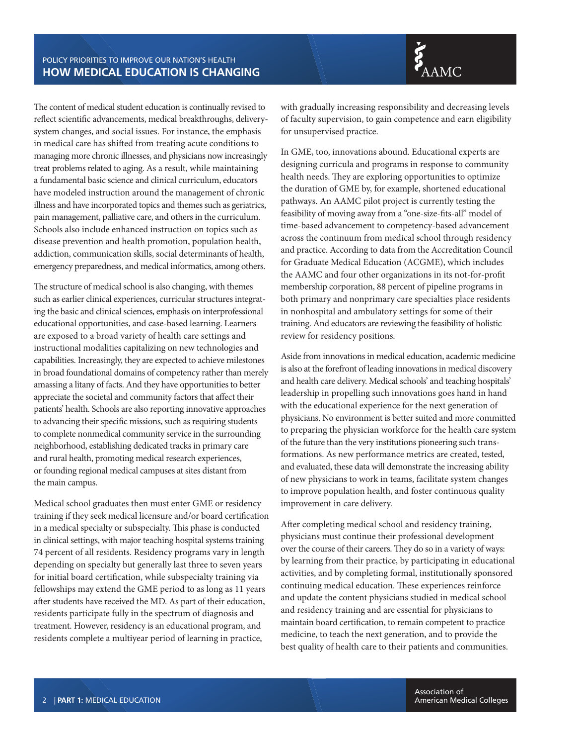The content of medical student education is continually revised to reflect scientific advancements, medical breakthroughs, delivery-system changes, and social issues. For instance, the emphasis in medical care has shifted from treating acute conditions to managing more chronic illnesses, and physicians now increasingly treat problems related to aging. As a result, while maintaining a fundamental basic science and clinical curriculum, educators have modeled instruction around the management of chronic illness and have incorporated topics and themes such as geriatrics, pain management, palliative care, and others in the curriculum. Schools also include enhanced instruction on topics such as disease prevention and health promotion, population health, addiction, communication skills, social determinants of health, emergency preparedness, and medical informatics, among others.

The structure of medical school is also changing, with themes such as earlier clinical experiences, curricular structures integrating the basic and clinical sciences, emphasis on interprofessional educational opportunities, and case-based learning. Learners are exposed to a broad variety of health care settings and instructional modalities capitalizing on new technologies and capabilities. Increasingly, they are expected to achieve milestones in broad foundational domains of competency rather than merely amassing a litany of facts. And they have opportunities to better appreciate the societal and community factors that affect their patients' health. Schools are also reporting innovative approaches to advancing their specific missions, such as requiring students to complete nonmedical community service in the surrounding neighborhood, establishing dedicated tracks in primary care and rural health, promoting medical research experiences, or founding regional medical campuses at sites distant from the main campus.

Medical school graduates then must enter GME or residency training if they seek medical licensure and/or board certification in a medical specialty or subspecialty. This phase is conducted in clinical settings, with major teaching hospital systems training 74 percent of all residents. Residency programs vary in length depending on specialty but generally last three to seven years for initial board certification, while subspecialty training via fellowships may extend the GME period to as long as 11 years after students have received the MD. As part of their education, residents participate fully in the spectrum of diagnosis and treatment. However, residency is an educational program, and residents complete a multiyear period of learning in practice, with gradually increasing responsibility and decreasing levels of faculty supervision, to gain competence and earn eligibility for unsupervised practice.

In GME, too, innovations abound. Educational experts are designing curricula and programs in response to community health needs. They are exploring opportunities to optimize the duration of GME by, for example, shortened educational pathways. An AAMC pilot project is currently testing the feasibility of moving away from a "one-size-fits-all" model of time-based advancement to competency-based advancement across the continuum from medical school through residency and practice. According to data from the Accreditation Council for Graduate Medical Education (ACGME), which includes the AAMC and four other organizations in its not-for-profit membership corporation, 88 percent of pipeline programs in both primary and nonprimary care specialties place residents in nonhospital and ambulatory settings for some of their training. And educators are reviewing the feasibility of holistic review for residency positions.

Aside from innovations in medical education, academic medicine is also at the forefront of leading innovations in medical discovery and health care delivery. Medical schools' and teaching hospitals' leadership in propelling such innovations goes hand in hand with the educational experience for the next generation of physicians. No environment is better suited and more committed to preparing the physician workforce for the health care system of the future than the very institutions pioneering such transformations. As new performance metrics are created, tested, and evaluated, these data will demonstrate the increasing ability of new physicians to work in teams, facilitate system changes to improve population health, and foster continuous quality improvement in care delivery.

After completing medical school and residency training, physicians must continue their professional development over the course of their careers. They do so in a variety of ways: by learning from their practice, by participating in educational activities, and by completing formal, institutionally sponsored continuing medical education. These experiences reinforce and update the content physicians studied in medical school and residency training and are essential for physicians to maintain board certification, to remain competent to practice medicine, to teach the next generation, and to provide the best quality of health care to their patients and communities.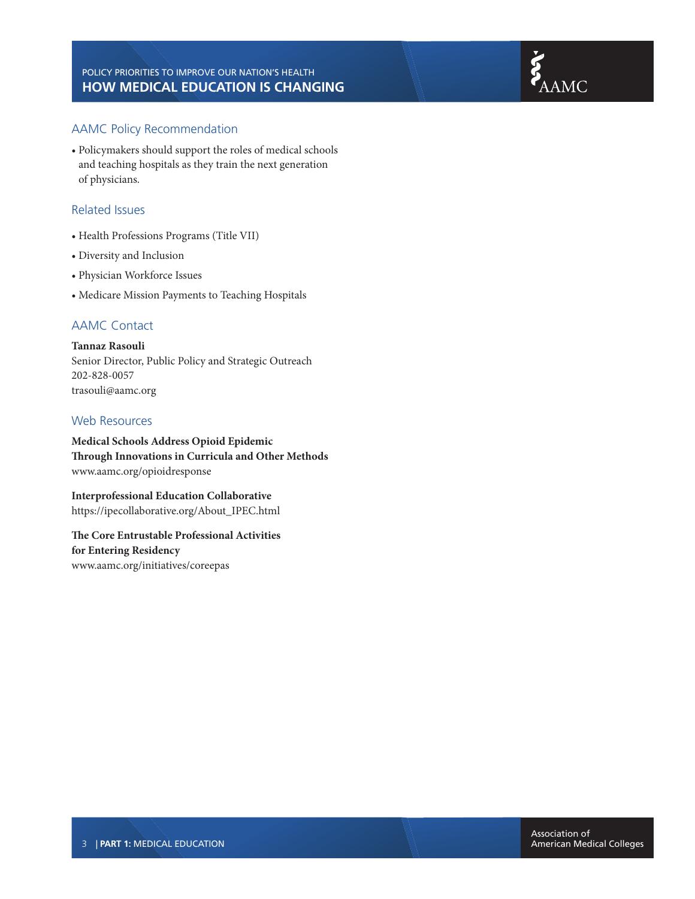## AAMC Policy Recommendation

- Policymakers should support the roles of medical schools and teaching hospitals as they train the next generation of physicians.

## Related Issues

- Health Professions Programs (Title VII)
- Diversity and Inclusion
- Physician Workforce Issues
- Medicare Mission Payments to Teaching Hospitals

## AAMC Contact

**Tannaz Rasouli**
Senior Director, Public Policy and Strategic Outreach
202-828-0057
trasouli@aamc.org

## Web Resources

**Medical Schools Address Opioid Epidemic Through Innovations in Curricula and Other Methods**
www.aamc.org/opioidresponse

**Interprofessional Education Collaborative**
https://ipecollaborative.org/About_IPEC.html

**The Core Entrustable Professional Activities for Entering Residency**
www.aamc.org/initiatives/coreepas